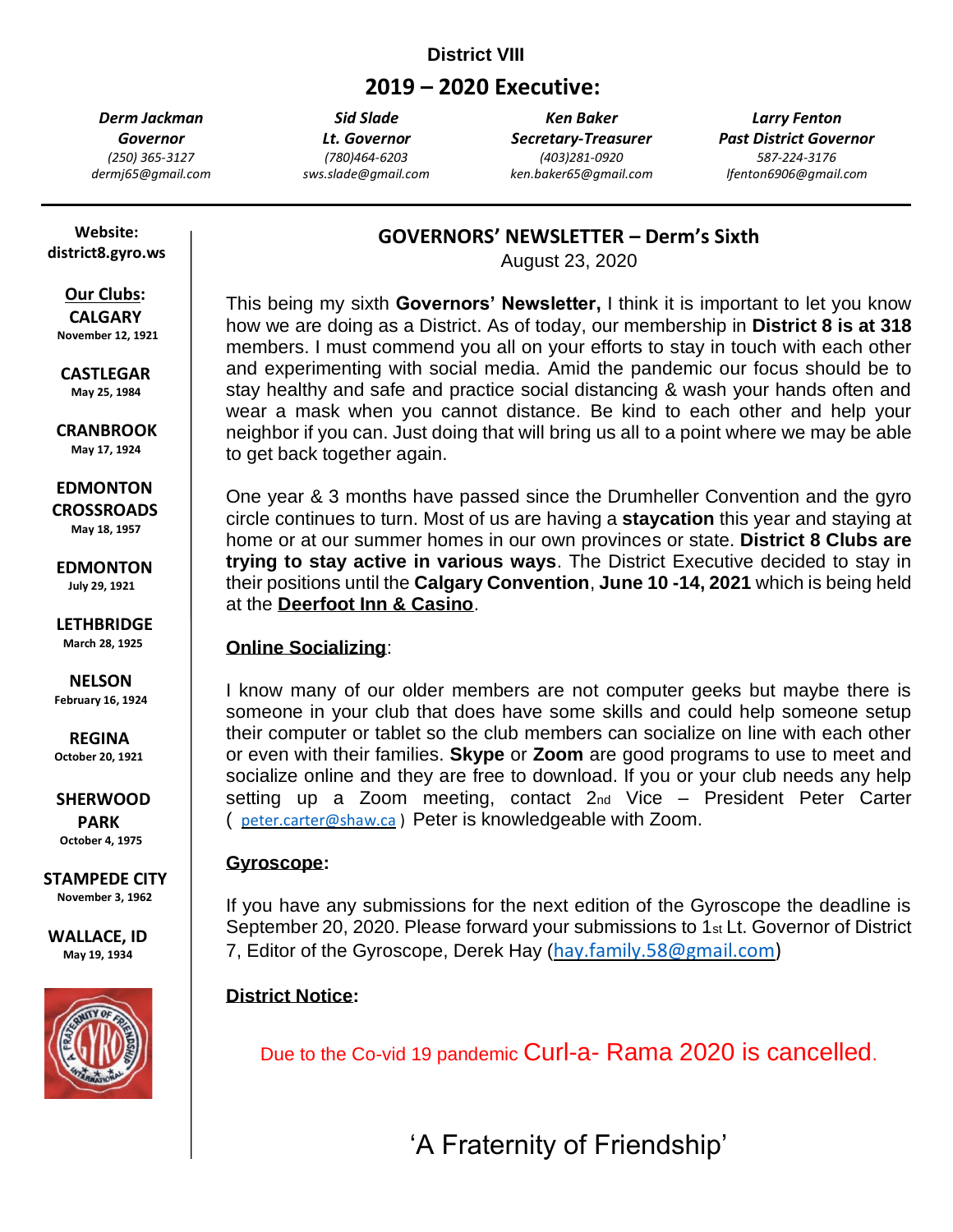**District VIII**

# 2019 – 2020 Executive:

| *Derm Jackman* | *Sid Slade* | *Ken Baker* | *Larry Fenton* |
|---|---|---|---|
| ***Governor*** | ***Lt. Governor*** | ***Secretary-Treasurer*** | ***Past District Governor*** |
| *(250) 365-3127* | *(780)464-6203* | *(403)281-0920* | *587-224-3176* |
| *dermj65@gmail.com* | *sws.slade@gmail.com* | *ken.baker65@gmail.com* | *lfenton6906@gmail.com* |

**Website:**
**district8.gyro.ws**

**Our Clubs:**

**CALGARY**
November 12, 1921

**CASTLEGAR**
May 25, 1984

**CRANBROOK**
May 17, 1924

**EDMONTON CROSSROADS**
May 18, 1957

**EDMONTON**
July 29, 1921

**LETHBRIDGE**
March 28, 1925

**NELSON**
February 16, 1924

**REGINA**
October 20, 1921

**SHERWOOD PARK**
October 4, 1975

**STAMPEDE CITY**
November 3, 1962

**WALLACE, ID**
May 19, 1934

## GOVERNORS' NEWSLETTER – Derm's Sixth

August 23, 2020

This being my sixth **Governors' Newsletter,** I think it is important to let you know how we are doing as a District. As of today, our membership in **District 8 is at 318** members. I must commend you all on your efforts to stay in touch with each other and experimenting with social media. Amid the pandemic our focus should be to stay healthy and safe and practice social distancing & wash your hands often and wear a mask when you cannot distance. Be kind to each other and help your neighbor if you can. Just doing that will bring us all to a point where we may be able to get back together again.

One year & 3 months have passed since the Drumheller Convention and the gyro circle continues to turn. Most of us are having a **staycation** this year and staying at home or at our summer homes in our own provinces or state. **District 8 Clubs are trying to stay active in various ways**. The District Executive decided to stay in their positions until the **Calgary Convention**, **June 10 -14, 2021** which is being held at the **Deerfoot Inn & Casino**.

**Online Socializing**:

I know many of our older members are not computer geeks but maybe there is someone in your club that does have some skills and could help someone setup their computer or tablet so the club members can socialize on line with each other or even with their families. **Skype** or **Zoom** are good programs to use to meet and socialize online and they are free to download. If you or your club needs any help setting up a Zoom meeting, contact 2nd Vice – President Peter Carter ( peter.carter@shaw.ca ) Peter is knowledgeable with Zoom.

**Gyroscope:**

If you have any submissions for the next edition of the Gyroscope the deadline is September 20, 2020. Please forward your submissions to 1st Lt. Governor of District 7, Editor of the Gyroscope, Derek Hay (hay.family.58@gmail.com)

**District Notice:**

Due to the Co-vid 19 pandemic Curl-a- Rama 2020 is cancelled.

'A Fraternity of Friendship'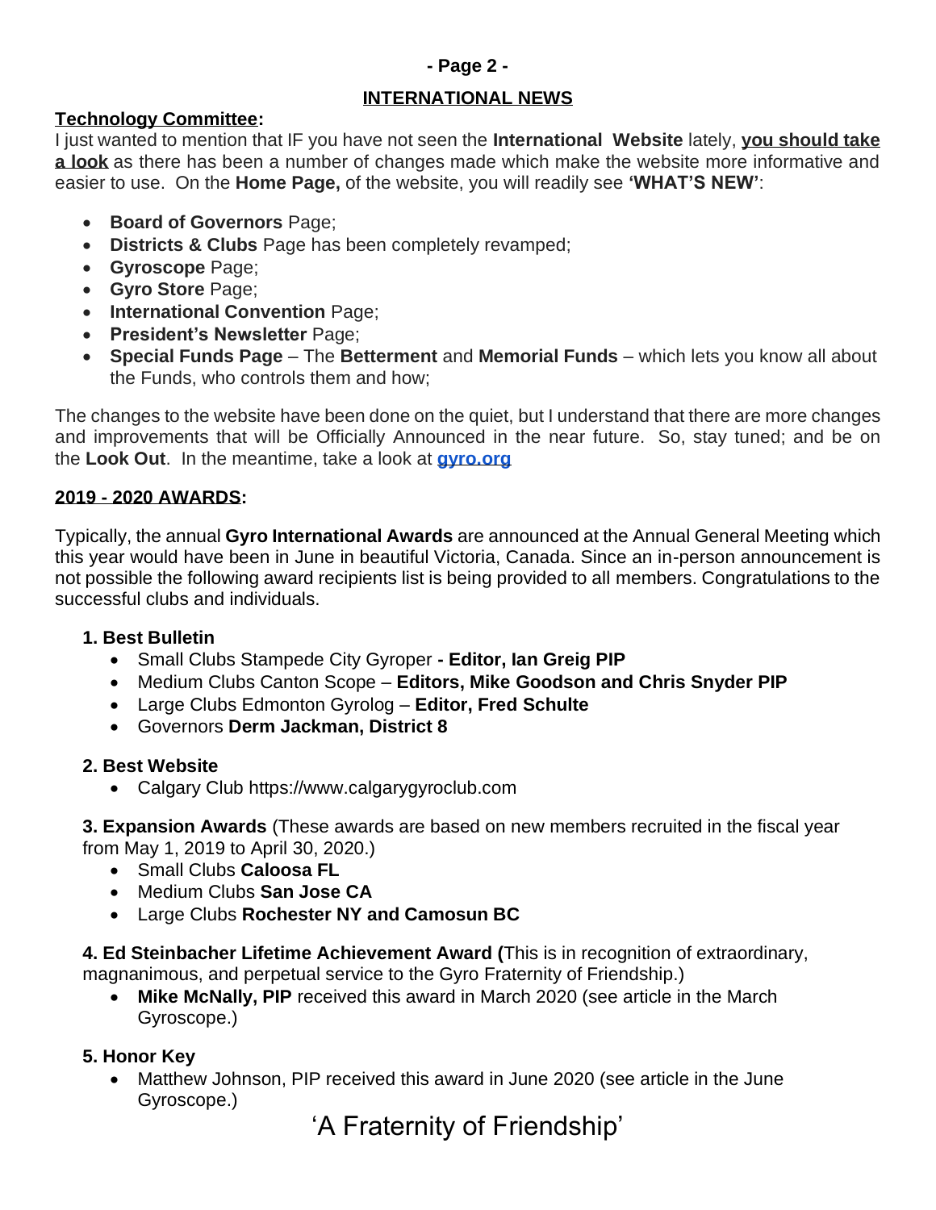## INTERNATIONAL NEWS

**Technology Committee:**

I just wanted to mention that IF you have not seen the **International Website** lately, **you should take a look** as there has been a number of changes made which make the website more informative and easier to use. On the **Home Page,** of the website, you will readily see **'WHAT'S NEW'**:

- **Board of Governors** Page;
- **Districts & Clubs** Page has been completely revamped;
- **Gyroscope** Page;
- **Gyro Store** Page;
- **International Convention** Page;
- **President's Newsletter** Page;
- **Special Funds Page** – The **Betterment** and **Memorial Funds** – which lets you know all about the Funds, who controls them and how;

The changes to the website have been done on the quiet, but I understand that there are more changes and improvements that will be Officially Announced in the near future. So, stay tuned; and be on the **Look Out**. In the meantime, take a look at **gyro.org**

**2019 - 2020 AWARDS:**

Typically, the annual **Gyro International Awards** are announced at the Annual General Meeting which this year would have been in June in beautiful Victoria, Canada. Since an in-person announcement is not possible the following award recipients list is being provided to all members. Congratulations to the successful clubs and individuals.

**1. Best Bulletin**

- Small Clubs Stampede City Gyroper **- Editor, Ian Greig PIP**
- Medium Clubs Canton Scope – **Editors, Mike Goodson and Chris Snyder PIP**
- Large Clubs Edmonton Gyrolog – **Editor, Fred Schulte**
- Governors **Derm Jackman, District 8**

**2. Best Website**

- Calgary Club https://www.calgarygyroclub.com

**3. Expansion Awards** (These awards are based on new members recruited in the fiscal year from May 1, 2019 to April 30, 2020.)

- Small Clubs **Caloosa FL**
- Medium Clubs **San Jose CA**
- Large Clubs **Rochester NY and Camosun BC**

**4. Ed Steinbacher Lifetime Achievement Award (**This is in recognition of extraordinary, magnanimous, and perpetual service to the Gyro Fraternity of Friendship.)

- **Mike McNally, PIP** received this award in March 2020 (see article in the March Gyroscope.)

**5. Honor Key**

- Matthew Johnson, PIP received this award in June 2020 (see article in the June Gyroscope.)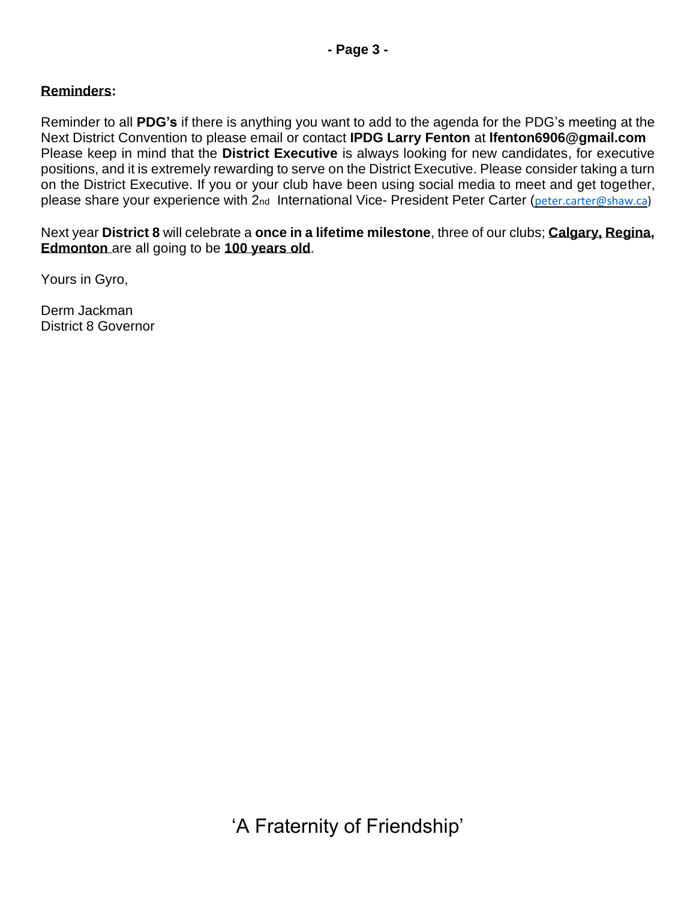**Reminders:**

Reminder to all **PDG's** if there is anything you want to add to the agenda for the PDG's meeting at the Next District Convention to please email or contact **IPDG Larry Fenton** at **lfenton6906@gmail.com** Please keep in mind that the **District Executive** is always looking for new candidates, for executive positions, and it is extremely rewarding to serve on the District Executive. Please consider taking a turn on the District Executive. If you or your club have been using social media to meet and get together, please share your experience with 2nd International Vice- President Peter Carter (peter.carter@shaw.ca)

Next year **District 8** will celebrate a **once in a lifetime milestone**, three of our clubs; **Calgary, Regina, Edmonton** are all going to be **100 years old**.

Yours in Gyro,

Derm Jackman
District 8 Governor

'A Fraternity of Friendship'